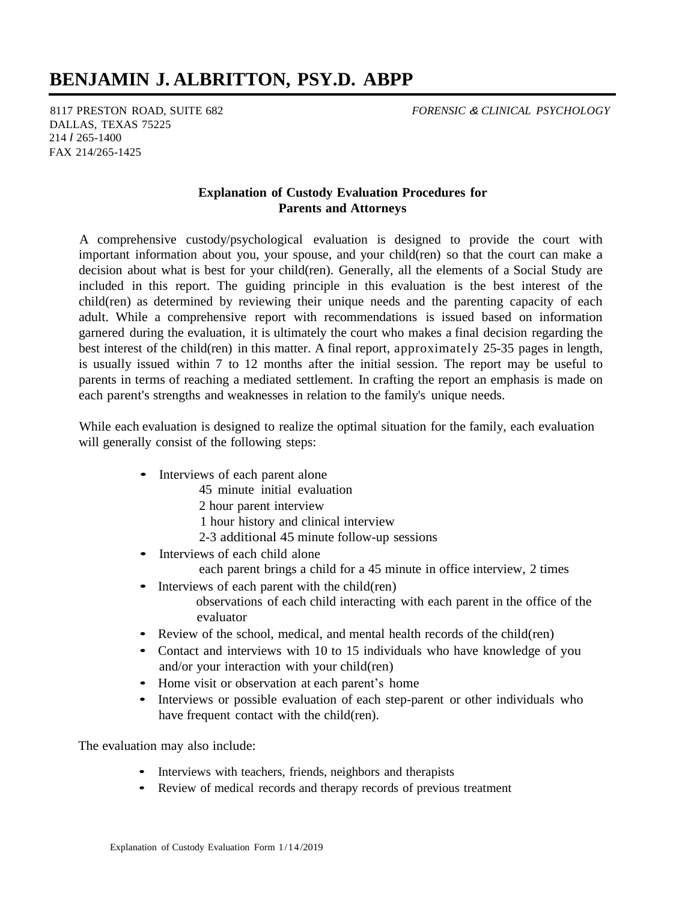# BENJAMIN J. ALBRITTON, PSY.D. ABPP

8117 PRESTON ROAD, SUITE 682
DALLAS, TEXAS 75225
214 / 265-1400
FAX 214/265-1425

*FORENSIC & CLINICAL PSYCHOLOGY*

## Explanation of Custody Evaluation Procedures for Parents and Attorneys

A comprehensive custody/psychological evaluation is designed to provide the court with important information about you, your spouse, and your child(ren) so that the court can make a decision about what is best for your child(ren). Generally, all the elements of a Social Study are included in this report. The guiding principle in this evaluation is the best interest of the child(ren) as determined by reviewing their unique needs and the parenting capacity of each adult. While a comprehensive report with recommendations is issued based on information garnered during the evaluation, it is ultimately the court who makes a final decision regarding the best interest of the child(ren) in this matter. A final report, approximately 25-35 pages in length, is usually issued within 7 to 12 months after the initial session. The report may be useful to parents in terms of reaching a mediated settlement. In crafting the report an emphasis is made on each parent's strengths and weaknesses in relation to the family's unique needs.

While each evaluation is designed to realize the optimal situation for the family, each evaluation will generally consist of the following steps:

- Interviews of each parent alone
  - 45 minute initial evaluation
  - 2 hour parent interview
  - 1 hour history and clinical interview
  - 2-3 additional 45 minute follow-up sessions
- Interviews of each child alone
  - each parent brings a child for a 45 minute in office interview, 2 times
- Interviews of each parent with the child(ren)
  - observations of each child interacting with each parent in the office of the evaluator
- Review of the school, medical, and mental health records of the child(ren)
- Contact and interviews with 10 to 15 individuals who have knowledge of you and/or your interaction with your child(ren)
- Home visit or observation at each parent's home
- Interviews or possible evaluation of each step-parent or other individuals who have frequent contact with the child(ren).

The evaluation may also include:

- Interviews with teachers, friends, neighbors and therapists
- Review of medical records and therapy records of previous treatment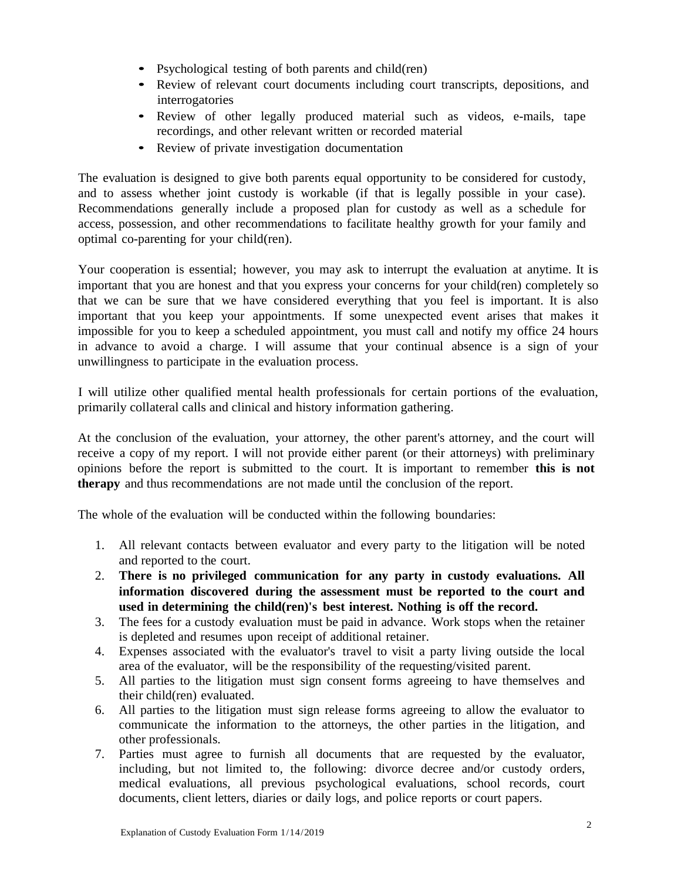- Psychological testing of both parents and child(ren)
- Review of relevant court documents including court transcripts, depositions, and interrogatories
- Review of other legally produced material such as videos, e-mails, tape recordings, and other relevant written or recorded material
- Review of private investigation documentation

The evaluation is designed to give both parents equal opportunity to be considered for custody, and to assess whether joint custody is workable (if that is legally possible in your case). Recommendations generally include a proposed plan for custody as well as a schedule for access, possession, and other recommendations to facilitate healthy growth for your family and optimal co-parenting for your child(ren).

Your cooperation is essential; however, you may ask to interrupt the evaluation at anytime. It is important that you are honest and that you express your concerns for your child(ren) completely so that we can be sure that we have considered everything that you feel is important. It is also important that you keep your appointments. If some unexpected event arises that makes it impossible for you to keep a scheduled appointment, you must call and notify my office 24 hours in advance to avoid a charge. I will assume that your continual absence is a sign of your unwillingness to participate in the evaluation process.

I will utilize other qualified mental health professionals for certain portions of the evaluation, primarily collateral calls and clinical and history information gathering.

At the conclusion of the evaluation, your attorney, the other parent's attorney, and the court will receive a copy of my report. I will not provide either parent (or their attorneys) with preliminary opinions before the report is submitted to the court. It is important to remember **this is not therapy** and thus recommendations are not made until the conclusion of the report.

The whole of the evaluation will be conducted within the following boundaries:

1. All relevant contacts between evaluator and every party to the litigation will be noted and reported to the court.
2. **There is no privileged communication for any party in custody evaluations. All information discovered during the assessment must be reported to the court and used in determining the child(ren)'s best interest. Nothing is off the record.**
3. The fees for a custody evaluation must be paid in advance. Work stops when the retainer is depleted and resumes upon receipt of additional retainer.
4. Expenses associated with the evaluator's travel to visit a party living outside the local area of the evaluator, will be the responsibility of the requesting/visited parent.
5. All parties to the litigation must sign consent forms agreeing to have themselves and their child(ren) evaluated.
6. All parties to the litigation must sign release forms agreeing to allow the evaluator to communicate the information to the attorneys, the other parties in the litigation, and other professionals.
7. Parties must agree to furnish all documents that are requested by the evaluator, including, but not limited to, the following: divorce decree and/or custody orders, medical evaluations, all previous psychological evaluations, school records, court documents, client letters, diaries or daily logs, and police reports or court papers.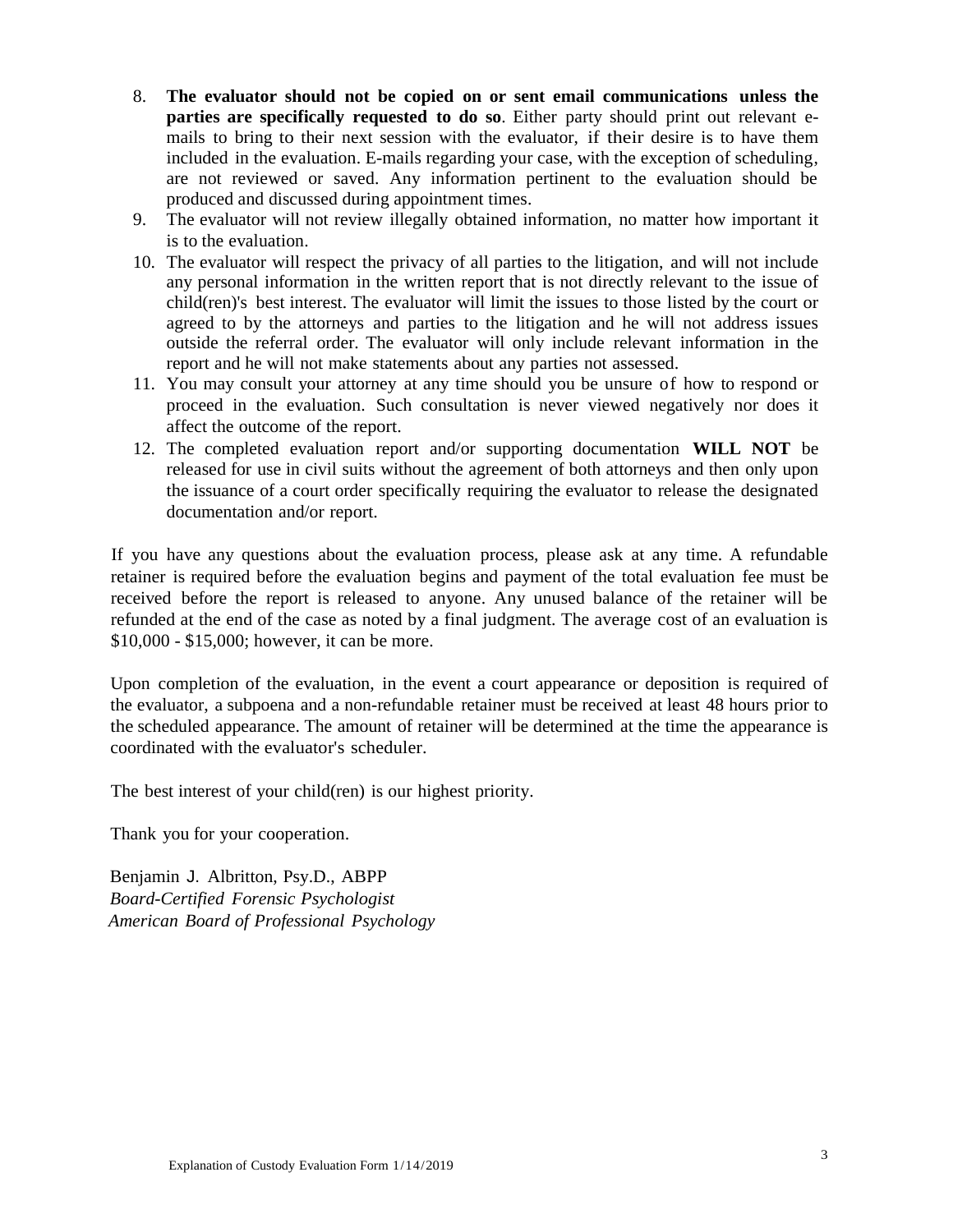8. **The evaluator should not be copied on or sent email communications unless the parties are specifically requested to do so**. Either party should print out relevant e-mails to bring to their next session with the evaluator, if their desire is to have them included in the evaluation. E-mails regarding your case, with the exception of scheduling, are not reviewed or saved. Any information pertinent to the evaluation should be produced and discussed during appointment times.
9. The evaluator will not review illegally obtained information, no matter how important it is to the evaluation.
10. The evaluator will respect the privacy of all parties to the litigation, and will not include any personal information in the written report that is not directly relevant to the issue of child(ren)'s best interest. The evaluator will limit the issues to those listed by the court or agreed to by the attorneys and parties to the litigation and he will not address issues outside the referral order. The evaluator will only include relevant information in the report and he will not make statements about any parties not assessed.
11. You may consult your attorney at any time should you be unsure of how to respond or proceed in the evaluation. Such consultation is never viewed negatively nor does it affect the outcome of the report.
12. The completed evaluation report and/or supporting documentation **WILL NOT** be released for use in civil suits without the agreement of both attorneys and then only upon the issuance of a court order specifically requiring the evaluator to release the designated documentation and/or report.

If you have any questions about the evaluation process, please ask at any time. A refundable retainer is required before the evaluation begins and payment of the total evaluation fee must be received before the report is released to anyone. Any unused balance of the retainer will be refunded at the end of the case as noted by a final judgment. The average cost of an evaluation is $10,000 - $15,000; however, it can be more.

Upon completion of the evaluation, in the event a court appearance or deposition is required of the evaluator, a subpoena and a non-refundable retainer must be received at least 48 hours prior to the scheduled appearance. The amount of retainer will be determined at the time the appearance is coordinated with the evaluator's scheduler.

The best interest of your child(ren) is our highest priority.

Thank you for your cooperation.

Benjamin J. Albritton, Psy.D., ABPP
*Board-Certified Forensic Psychologist*
*American Board of Professional Psychology*